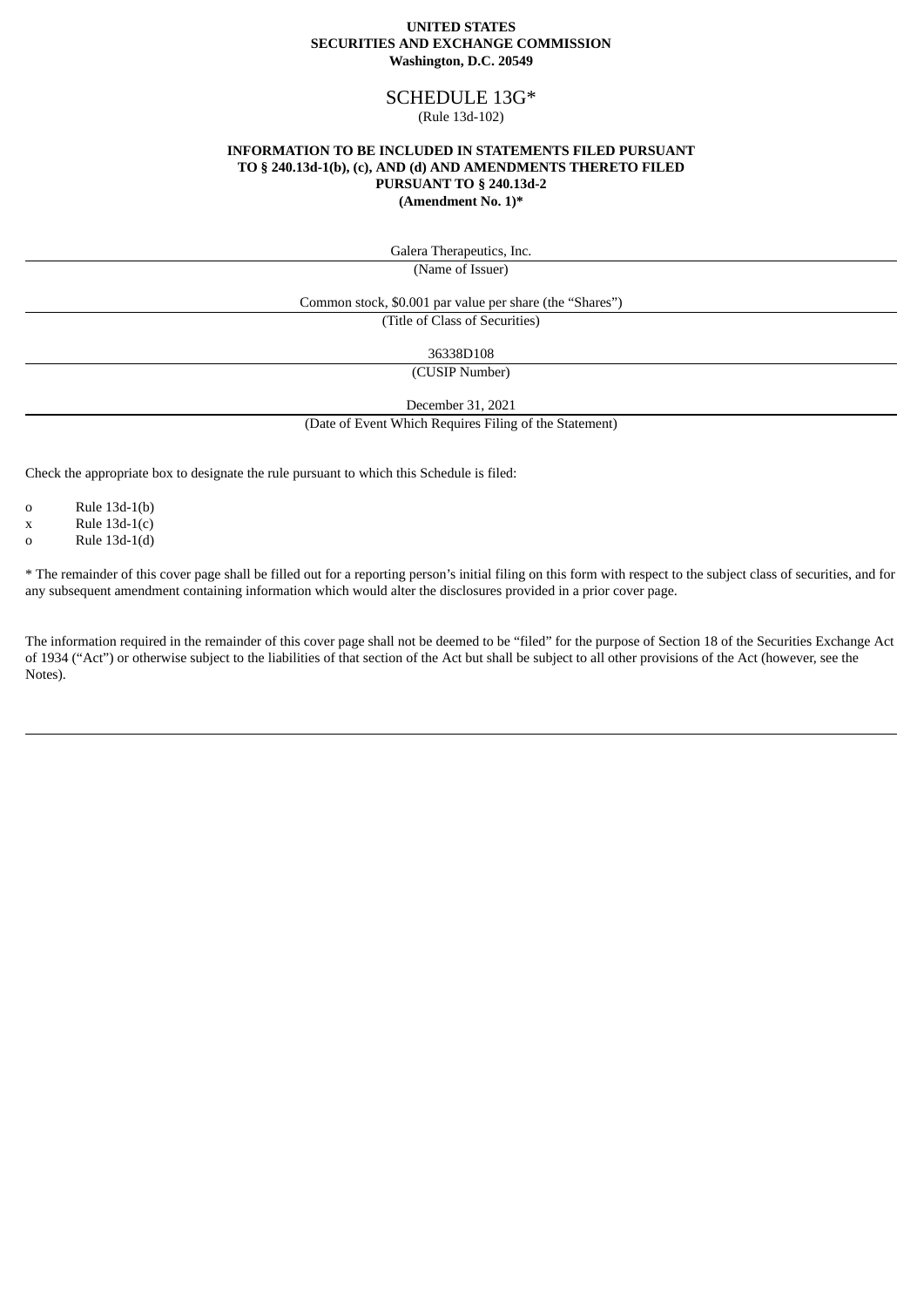**UNITED STATES**
**SECURITIES AND EXCHANGE COMMISSION**
**Washington, D.C. 20549**

# SCHEDULE 13G*

(Rule 13d-102)

**INFORMATION TO BE INCLUDED IN STATEMENTS FILED PURSUANT TO § 240.13d-1(b), (c), AND (d) AND AMENDMENTS THERETO FILED PURSUANT TO § 240.13d-2**
**(Amendment No. 1)***

Galera Therapeutics, Inc.

(Name of Issuer)

Common stock, $0.001 par value per share (the “Shares”)

(Title of Class of Securities)

36338D108

(CUSIP Number)

December 31, 2021

(Date of Event Which Requires Filing of the Statement)

Check the appropriate box to designate the rule pursuant to which this Schedule is filed:

o Rule 13d-1(b)
x Rule 13d-1(c)
o Rule 13d-1(d)

* The remainder of this cover page shall be filled out for a reporting person’s initial filing on this form with respect to the subject class of securities, and for any subsequent amendment containing information which would alter the disclosures provided in a prior cover page.

The information required in the remainder of this cover page shall not be deemed to be “filed” for the purpose of Section 18 of the Securities Exchange Act of 1934 (“Act”) or otherwise subject to the liabilities of that section of the Act but shall be subject to all other provisions of the Act (however, see the Notes).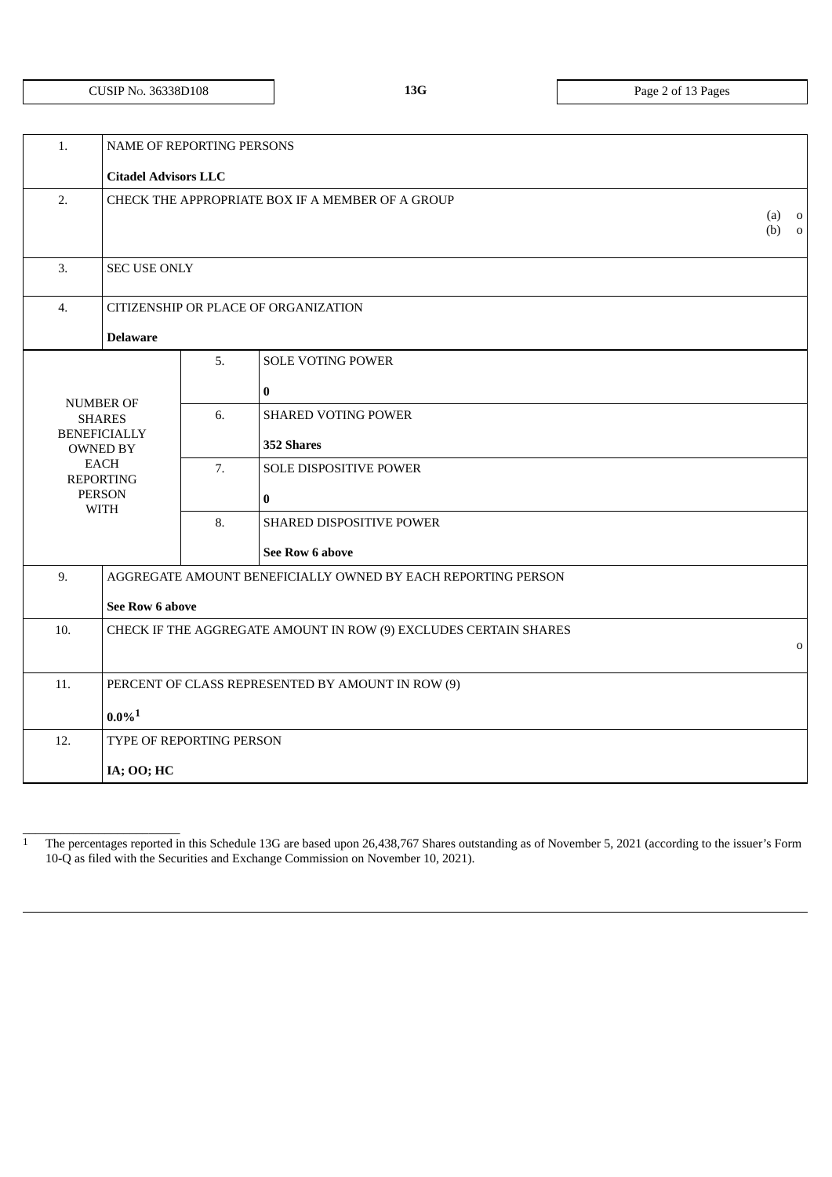| CUSIP No. 36338D108 | 13G | |
|---|---|---|

| | | | |
|---|---|---|---|
| 1. | NAME OF REPORTING PERSONS<br><br>**Citadel Advisors LLC** | | |
| 2. | CHECK THE APPROPRIATE BOX IF A MEMBER OF A GROUP (a) o (b) o | | |
| 3. | SEC USE ONLY | | |
| 4. | CITIZENSHIP OR PLACE OF ORGANIZATION<br><br>**Delaware** | | |
| NUMBER OF SHARES BENEFICIALLY OWNED BY EACH REPORTING PERSON WITH | | 5. | SOLE VOTING POWER<br><br>**0** |
| | | 6. | SHARED VOTING POWER<br><br>**352 Shares** |
| | | 7. | SOLE DISPOSITIVE POWER<br><br>**0** |
| | | 8. | SHARED DISPOSITIVE POWER<br><br>**See Row 6 above** |
| 9. | AGGREGATE AMOUNT BENEFICIALLY OWNED BY EACH REPORTING PERSON<br><br>**See Row 6 above** | | |
| 10. | CHECK IF THE AGGREGATE AMOUNT IN ROW (9) EXCLUDES CERTAIN SHARES o | | |
| 11. | PERCENT OF CLASS REPRESENTED BY AMOUNT IN ROW (9)<br><br>**0.0%**[1] | | |
| 12. | TYPE OF REPORTING PERSON<br><br>**IA; OO; HC** | | |

[1] The percentages reported in this Schedule 13G are based upon 26,438,767 Shares outstanding as of November 5, 2021 (according to the issuer's Form 10-Q as filed with the Securities and Exchange Commission on November 10, 2021).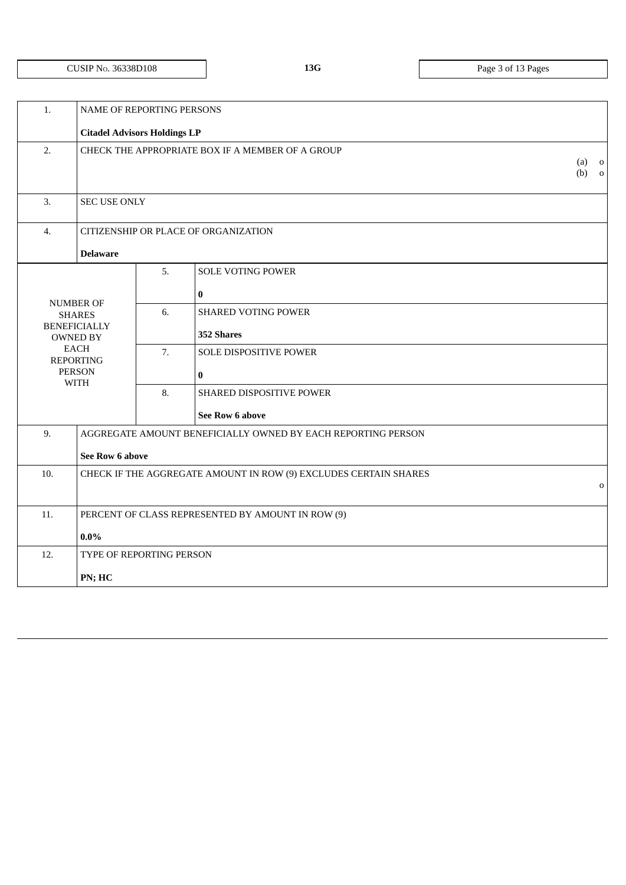CUSIP No. 36338D108 | 13G

| 1. | NAME OF REPORTING PERSONS<br><br>**Citadel Advisors Holdings LP** | | |
|---|---|---|---|
| 2. | CHECK THE APPROPRIATE BOX IF A MEMBER OF A GROUP<br>(a) o<br>(b) o | | |
| 3. | SEC USE ONLY | | |
| 4. | CITIZENSHIP OR PLACE OF ORGANIZATION<br><br>**Delaware** | | |
| NUMBER OF SHARES BENEFICIALLY OWNED BY EACH REPORTING PERSON WITH | | 5. | SOLE VOTING POWER<br><br>**0** |
| | | 6. | SHARED VOTING POWER<br><br>**352 Shares** |
| | | 7. | SOLE DISPOSITIVE POWER<br><br>**0** |
| | | 8. | SHARED DISPOSITIVE POWER<br><br>**See Row 6 above** |
| 9. | AGGREGATE AMOUNT BENEFICIALLY OWNED BY EACH REPORTING PERSON<br><br>**See Row 6 above** | | |
| 10. | CHECK IF THE AGGREGATE AMOUNT IN ROW (9) EXCLUDES CERTAIN SHARES<br>o | | |
| 11. | PERCENT OF CLASS REPRESENTED BY AMOUNT IN ROW (9)<br><br>**0.0%** | | |
| 12. | TYPE OF REPORTING PERSON<br><br>**PN; HC** | | |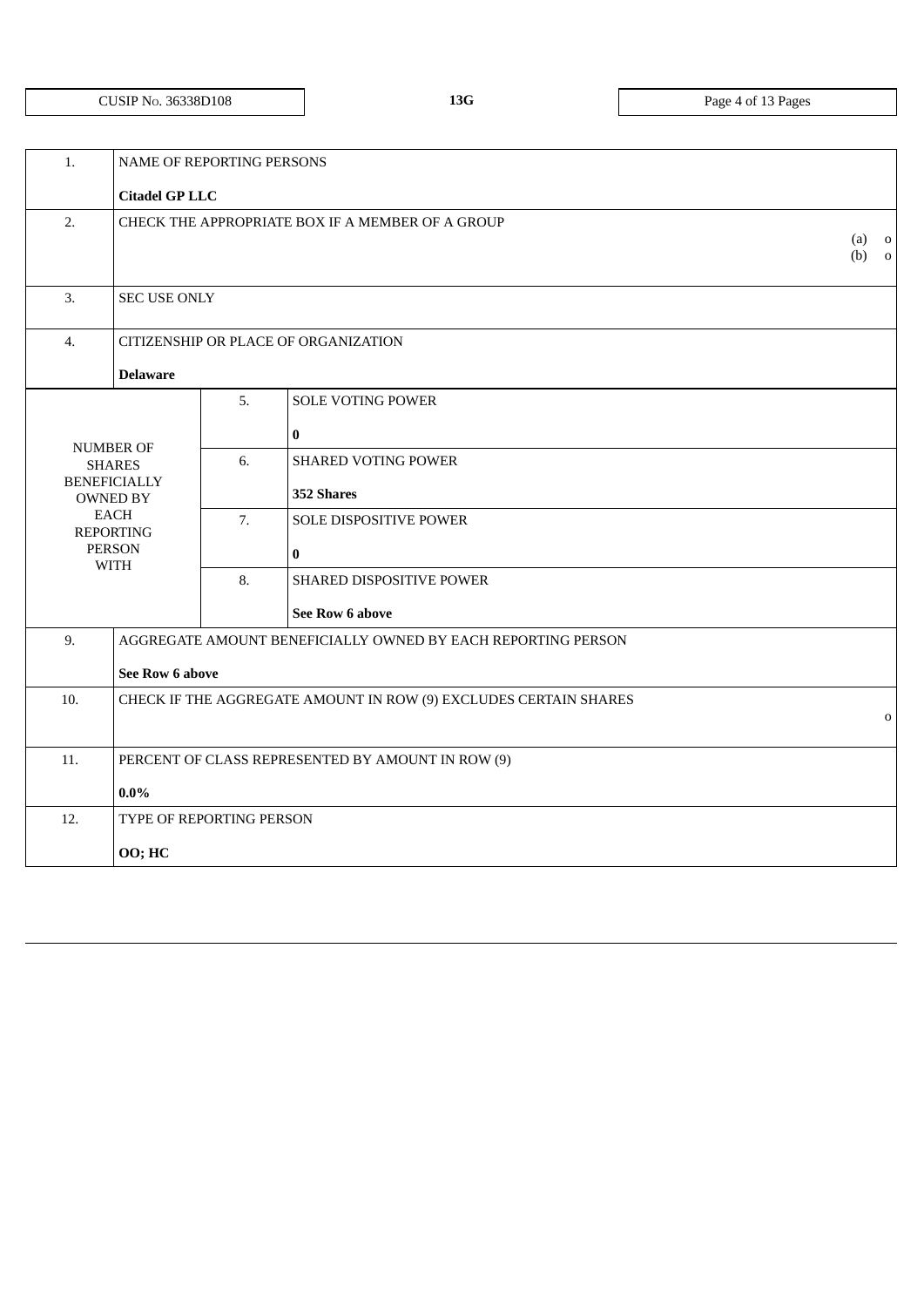| CUSIP No. 36338D108 | 13G | |
|---|---|---|

| | | | |
|---|---|---|---|
| 1. | NAME OF REPORTING PERSONS<br><br>**Citadel GP LLC** | | |
| 2. | CHECK THE APPROPRIATE BOX IF A MEMBER OF A GROUP (a) o (b) o | | |
| 3. | SEC USE ONLY | | |
| 4. | CITIZENSHIP OR PLACE OF ORGANIZATION<br><br>**Delaware** | | |
| NUMBER OF SHARES BENEFICIALLY OWNED BY EACH REPORTING PERSON WITH | 5. | SOLE VOTING POWER<br><br>**0** | |
| | 6. | SHARED VOTING POWER<br><br>**352 Shares** | |
| | 7. | SOLE DISPOSITIVE POWER<br><br>**0** | |
| | 8. | SHARED DISPOSITIVE POWER<br><br>**See Row 6 above** | |
| 9. | AGGREGATE AMOUNT BENEFICIALLY OWNED BY EACH REPORTING PERSON<br><br>**See Row 6 above** | | |
| 10. | CHECK IF THE AGGREGATE AMOUNT IN ROW (9) EXCLUDES CERTAIN SHARES o | | |
| 11. | PERCENT OF CLASS REPRESENTED BY AMOUNT IN ROW (9)<br><br>**0.0%** | | |
| 12. | TYPE OF REPORTING PERSON<br><br>**OO; HC** | | |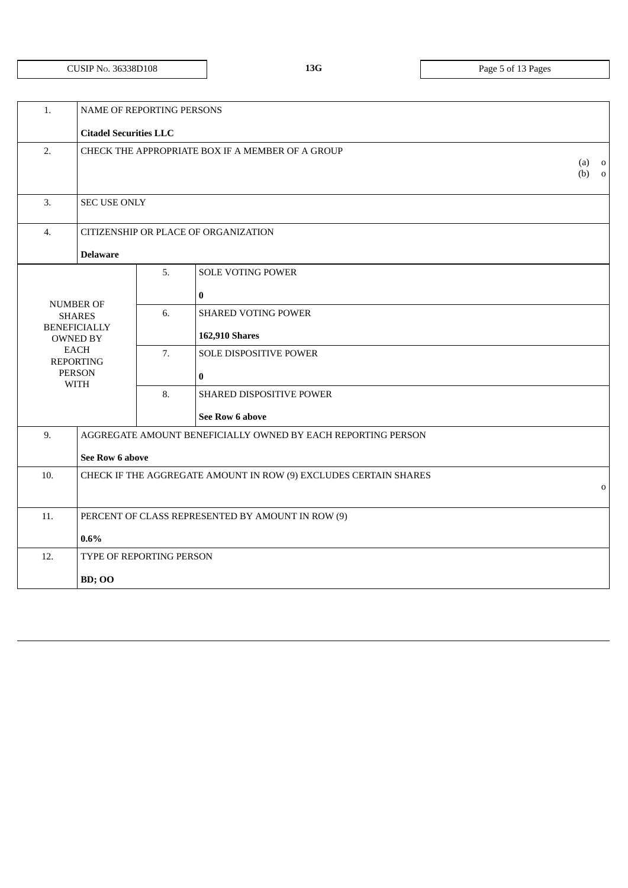| CUSIP No. 36338D108 | 13G | |
|---|---|---|

| | | | |
|---|---|---|---|
| 1. | NAME OF REPORTING PERSONS<br><br>**Citadel Securities LLC** | | |
| 2. | CHECK THE APPROPRIATE BOX IF A MEMBER OF A GROUP<br>(a) o<br>(b) o | | |
| 3. | SEC USE ONLY | | |
| 4. | CITIZENSHIP OR PLACE OF ORGANIZATION<br><br>**Delaware** | | |
| NUMBER OF SHARES BENEFICIALLY OWNED BY EACH REPORTING PERSON WITH | | 5. | SOLE VOTING POWER<br><br>**0** |
| | | 6. | SHARED VOTING POWER<br><br>**162,910 Shares** |
| | | 7. | SOLE DISPOSITIVE POWER<br><br>**0** |
| | | 8. | SHARED DISPOSITIVE POWER<br><br>**See Row 6 above** |
| 9. | AGGREGATE AMOUNT BENEFICIALLY OWNED BY EACH REPORTING PERSON<br><br>**See Row 6 above** | | |
| 10. | CHECK IF THE AGGREGATE AMOUNT IN ROW (9) EXCLUDES CERTAIN SHARES<br>o | | |
| 11. | PERCENT OF CLASS REPRESENTED BY AMOUNT IN ROW (9)<br><br>**0.6%** | | |
| 12. | TYPE OF REPORTING PERSON<br><br>**BD; OO** | | |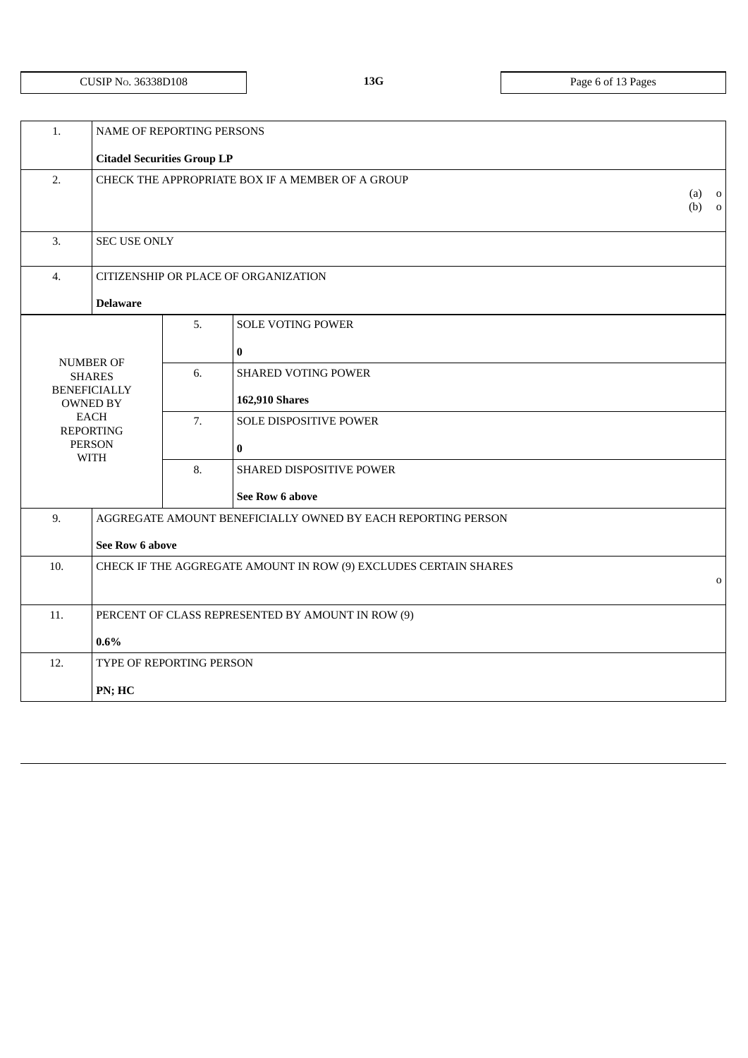| CUSIP No. 36338D108 | 13G | |
|---|---|---|

| | | | |
|---|---|---|---|
| 1. | NAME OF REPORTING PERSONS<br><br>**Citadel Securities Group LP** | | |
| 2. | CHECK THE APPROPRIATE BOX IF A MEMBER OF A GROUP | | (a) o<br>(b) o |
| 3. | SEC USE ONLY | | |
| 4. | CITIZENSHIP OR PLACE OF ORGANIZATION<br><br>**Delaware** | | |
| NUMBER OF SHARES BENEFICIALLY OWNED BY EACH REPORTING PERSON WITH | 5. | SOLE VOTING POWER<br><br>**0** | |
| | 6. | SHARED VOTING POWER<br><br>**162,910 Shares** | |
| | 7. | SOLE DISPOSITIVE POWER<br><br>**0** | |
| | 8. | SHARED DISPOSITIVE POWER<br><br>**See Row 6 above** | |
| 9. | AGGREGATE AMOUNT BENEFICIALLY OWNED BY EACH REPORTING PERSON<br><br>**See Row 6 above** | | |
| 10. | CHECK IF THE AGGREGATE AMOUNT IN ROW (9) EXCLUDES CERTAIN SHARES | | o |
| 11. | PERCENT OF CLASS REPRESENTED BY AMOUNT IN ROW (9)<br><br>**0.6%** | | |
| 12. | TYPE OF REPORTING PERSON<br><br>**PN; HC** | | |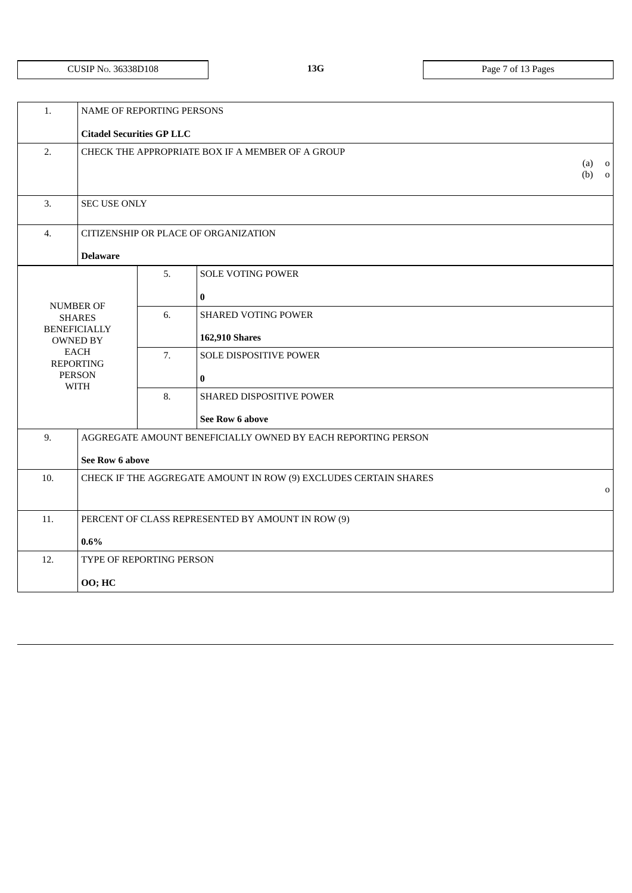CUSIP No. 36338D108 | 13G

| | | | |
|---|---|---|---|
| 1. | NAME OF REPORTING PERSONS<br><br>**Citadel Securities GP LLC** | | |
| 2. | CHECK THE APPROPRIATE BOX IF A MEMBER OF A GROUP<br>(a) o<br>(b) o | | |
| 3. | SEC USE ONLY | | |
| 4. | CITIZENSHIP OR PLACE OF ORGANIZATION<br><br>**Delaware** | | |
| NUMBER OF SHARES BENEFICIALLY OWNED BY EACH REPORTING PERSON WITH | 5. | SOLE VOTING POWER<br><br>**0** | |
| | 6. | SHARED VOTING POWER<br><br>**162,910 Shares** | |
| | 7. | SOLE DISPOSITIVE POWER<br><br>**0** | |
| | 8. | SHARED DISPOSITIVE POWER<br><br>**See Row 6 above** | |
| 9. | AGGREGATE AMOUNT BENEFICIALLY OWNED BY EACH REPORTING PERSON<br><br>**See Row 6 above** | | |
| 10. | CHECK IF THE AGGREGATE AMOUNT IN ROW (9) EXCLUDES CERTAIN SHARES<br>o | | |
| 11. | PERCENT OF CLASS REPRESENTED BY AMOUNT IN ROW (9)<br><br>**0.6%** | | |
| 12. | TYPE OF REPORTING PERSON<br><br>**OO; HC** | | |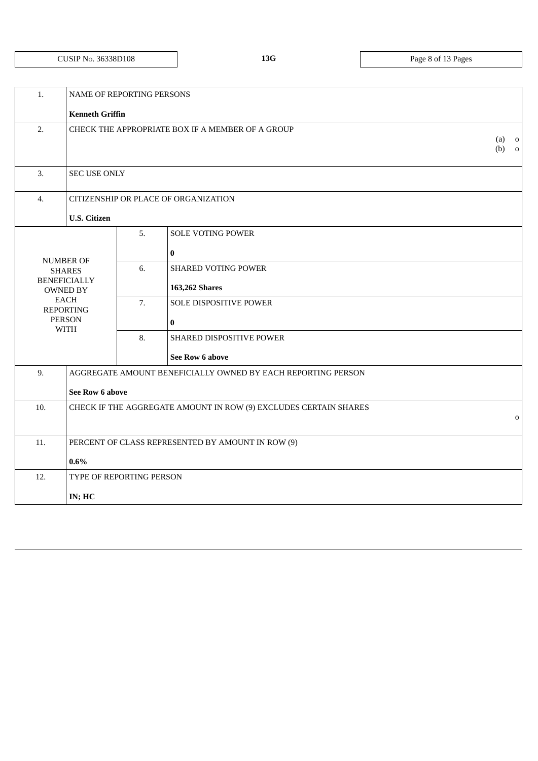CUSIP No. 36338D108 | 13G

| | | | |
|---|---|---|---|
| 1. | NAME OF REPORTING PERSONS<br><br>**Kenneth Griffin** | | |
| 2. | CHECK THE APPROPRIATE BOX IF A MEMBER OF A GROUP<br>(a) o<br>(b) o | | |
| 3. | SEC USE ONLY | | |
| 4. | CITIZENSHIP OR PLACE OF ORGANIZATION<br><br>**U.S. Citizen** | | |
| NUMBER OF SHARES BENEFICIALLY OWNED BY EACH REPORTING PERSON WITH | | 5. | SOLE VOTING POWER<br><br>**0** |
| | | 6. | SHARED VOTING POWER<br><br>**163,262 Shares** |
| | | 7. | SOLE DISPOSITIVE POWER<br><br>**0** |
| | | 8. | SHARED DISPOSITIVE POWER<br><br>**See Row 6 above** |
| 9. | AGGREGATE AMOUNT BENEFICIALLY OWNED BY EACH REPORTING PERSON<br><br>**See Row 6 above** | | |
| 10. | CHECK IF THE AGGREGATE AMOUNT IN ROW (9) EXCLUDES CERTAIN SHARES o | | |
| 11. | PERCENT OF CLASS REPRESENTED BY AMOUNT IN ROW (9)<br><br>**0.6%** | | |
| 12. | TYPE OF REPORTING PERSON<br><br>**IN; HC** | | |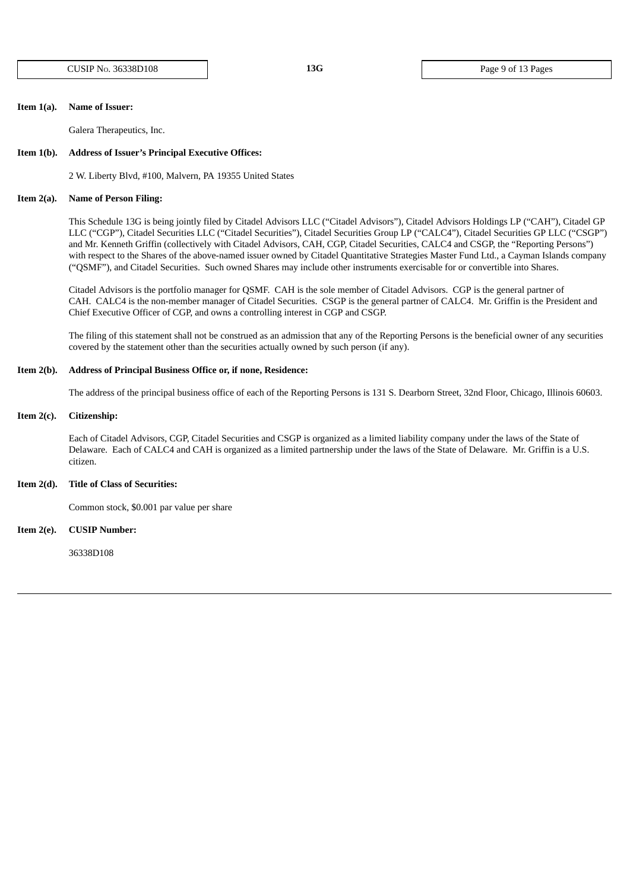**Item 1(a). Name of Issuer:**

Galera Therapeutics, Inc.

**Item 1(b). Address of Issuer's Principal Executive Offices:**

2 W. Liberty Blvd, #100, Malvern, PA 19355 United States

**Item 2(a). Name of Person Filing:**

This Schedule 13G is being jointly filed by Citadel Advisors LLC ("Citadel Advisors"), Citadel Advisors Holdings LP ("CAH"), Citadel GP LLC ("CGP"), Citadel Securities LLC ("Citadel Securities"), Citadel Securities Group LP ("CALC4"), Citadel Securities GP LLC ("CSGP") and Mr. Kenneth Griffin (collectively with Citadel Advisors, CAH, CGP, Citadel Securities, CALC4 and CSGP, the "Reporting Persons") with respect to the Shares of the above-named issuer owned by Citadel Quantitative Strategies Master Fund Ltd., a Cayman Islands company ("QSMF"), and Citadel Securities. Such owned Shares may include other instruments exercisable for or convertible into Shares.

Citadel Advisors is the portfolio manager for QSMF. CAH is the sole member of Citadel Advisors. CGP is the general partner of CAH. CALC4 is the non-member manager of Citadel Securities. CSGP is the general partner of CALC4. Mr. Griffin is the President and Chief Executive Officer of CGP, and owns a controlling interest in CGP and CSGP.

The filing of this statement shall not be construed as an admission that any of the Reporting Persons is the beneficial owner of any securities covered by the statement other than the securities actually owned by such person (if any).

**Item 2(b). Address of Principal Business Office or, if none, Residence:**

The address of the principal business office of each of the Reporting Persons is 131 S. Dearborn Street, 32nd Floor, Chicago, Illinois 60603.

**Item 2(c). Citizenship:**

Each of Citadel Advisors, CGP, Citadel Securities and CSGP is organized as a limited liability company under the laws of the State of Delaware. Each of CALC4 and CAH is organized as a limited partnership under the laws of the State of Delaware. Mr. Griffin is a U.S. citizen.

**Item 2(d). Title of Class of Securities:**

Common stock, $0.001 par value per share

**Item 2(e). CUSIP Number:**

36338D108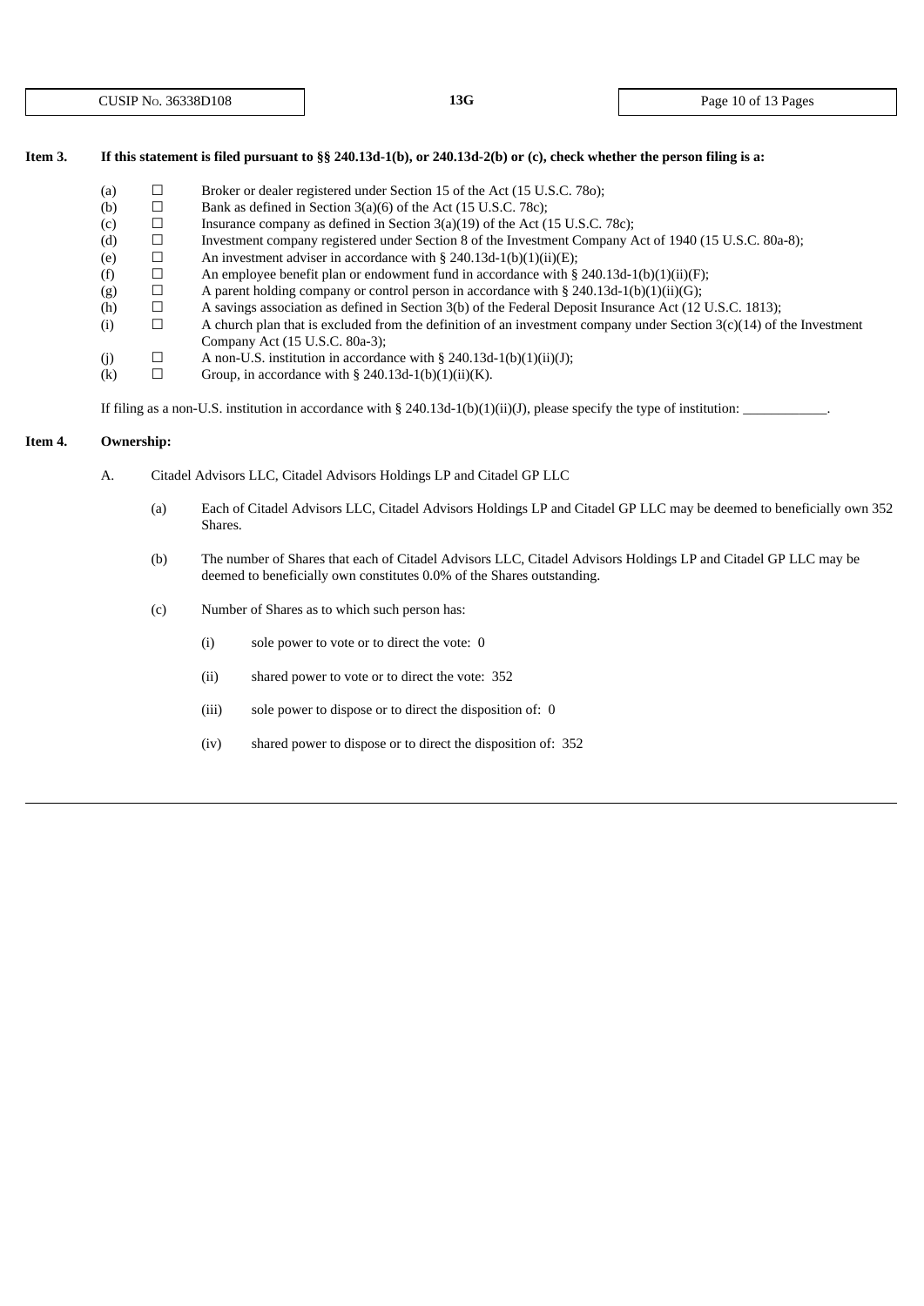**Item 3. If this statement is filed pursuant to §§ 240.13d-1(b), or 240.13d-2(b) or (c), check whether the person filing is a:**

- (a) ☐ Broker or dealer registered under Section 15 of the Act (15 U.S.C. 78o);
- (b) ☐ Bank as defined in Section 3(a)(6) of the Act (15 U.S.C. 78c);
- (c) ☐ Insurance company as defined in Section 3(a)(19) of the Act (15 U.S.C. 78c);
- (d) ☐ Investment company registered under Section 8 of the Investment Company Act of 1940 (15 U.S.C. 80a-8);
- (e) ☐ An investment adviser in accordance with § 240.13d-1(b)(1)(ii)(E);
- (f) ☐ An employee benefit plan or endowment fund in accordance with § 240.13d-1(b)(1)(ii)(F);
- (g) ☐ A parent holding company or control person in accordance with § 240.13d-1(b)(1)(ii)(G);
- (h) ☐ A savings association as defined in Section 3(b) of the Federal Deposit Insurance Act (12 U.S.C. 1813);
- (i) ☐ A church plan that is excluded from the definition of an investment company under Section 3(c)(14) of the Investment Company Act (15 U.S.C. 80a-3);
- (j) ☐ A non-U.S. institution in accordance with § 240.13d-1(b)(1)(ii)(J);
- (k) ☐ Group, in accordance with § 240.13d-1(b)(1)(ii)(K).

If filing as a non-U.S. institution in accordance with § 240.13d-1(b)(1)(ii)(J), please specify the type of institution: ____________.

**Item 4. Ownership:**

A. Citadel Advisors LLC, Citadel Advisors Holdings LP and Citadel GP LLC

(a) Each of Citadel Advisors LLC, Citadel Advisors Holdings LP and Citadel GP LLC may be deemed to beneficially own 352 Shares.

(b) The number of Shares that each of Citadel Advisors LLC, Citadel Advisors Holdings LP and Citadel GP LLC may be deemed to beneficially own constitutes 0.0% of the Shares outstanding.

(c) Number of Shares as to which such person has:

(i) sole power to vote or to direct the vote: 0

(ii) shared power to vote or to direct the vote: 352

(iii) sole power to dispose or to direct the disposition of: 0

(iv) shared power to dispose or to direct the disposition of: 352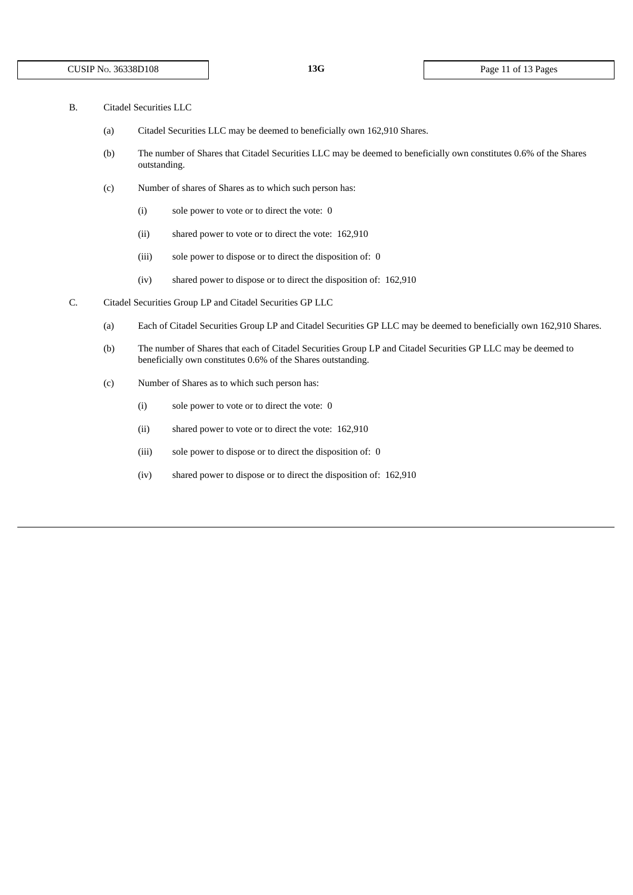B. Citadel Securities LLC

(a) Citadel Securities LLC may be deemed to beneficially own 162,910 Shares.

(b) The number of Shares that Citadel Securities LLC may be deemed to beneficially own constitutes 0.6% of the Shares outstanding.

(c) Number of shares of Shares as to which such person has:

(i) sole power to vote or to direct the vote: 0

(ii) shared power to vote or to direct the vote: 162,910

(iii) sole power to dispose or to direct the disposition of: 0

(iv) shared power to dispose or to direct the disposition of: 162,910

C. Citadel Securities Group LP and Citadel Securities GP LLC

(a) Each of Citadel Securities Group LP and Citadel Securities GP LLC may be deemed to beneficially own 162,910 Shares.

(b) The number of Shares that each of Citadel Securities Group LP and Citadel Securities GP LLC may be deemed to beneficially own constitutes 0.6% of the Shares outstanding.

(c) Number of Shares as to which such person has:

(i) sole power to vote or to direct the vote: 0

(ii) shared power to vote or to direct the vote: 162,910

(iii) sole power to dispose or to direct the disposition of: 0

(iv) shared power to dispose or to direct the disposition of: 162,910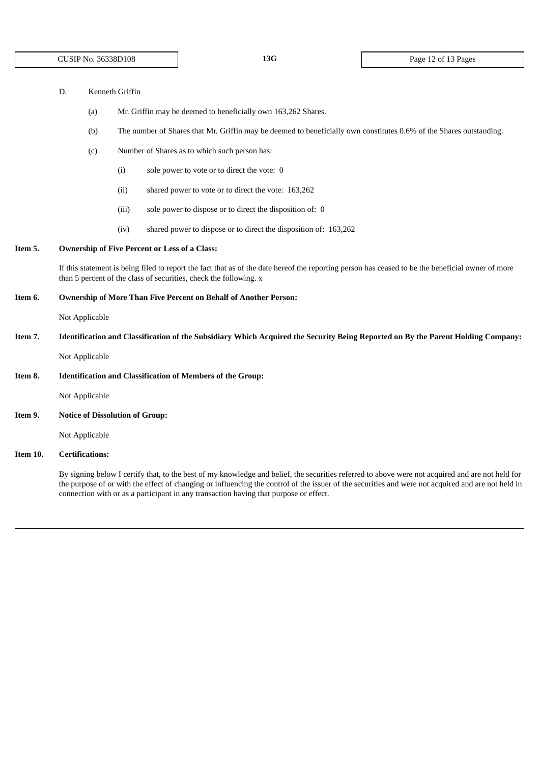D. Kenneth Griffin

(a) Mr. Griffin may be deemed to beneficially own 163,262 Shares.

(b) The number of Shares that Mr. Griffin may be deemed to beneficially own constitutes 0.6% of the Shares outstanding.

(c) Number of Shares as to which such person has:

(i) sole power to vote or to direct the vote: 0

(ii) shared power to vote or to direct the vote: 163,262

(iii) sole power to dispose or to direct the disposition of: 0

(iv) shared power to dispose or to direct the disposition of: 163,262

**Item 5. Ownership of Five Percent or Less of a Class:**

If this statement is being filed to report the fact that as of the date hereof the reporting person has ceased to be the beneficial owner of more than 5 percent of the class of securities, check the following. x

**Item 6. Ownership of More Than Five Percent on Behalf of Another Person:**

Not Applicable

**Item 7. Identification and Classification of the Subsidiary Which Acquired the Security Being Reported on By the Parent Holding Company:**

Not Applicable

**Item 8. Identification and Classification of Members of the Group:**

Not Applicable

**Item 9. Notice of Dissolution of Group:**

Not Applicable

**Item 10. Certifications:**

By signing below I certify that, to the best of my knowledge and belief, the securities referred to above were not acquired and are not held for the purpose of or with the effect of changing or influencing the control of the issuer of the securities and were not acquired and are not held in connection with or as a participant in any transaction having that purpose or effect.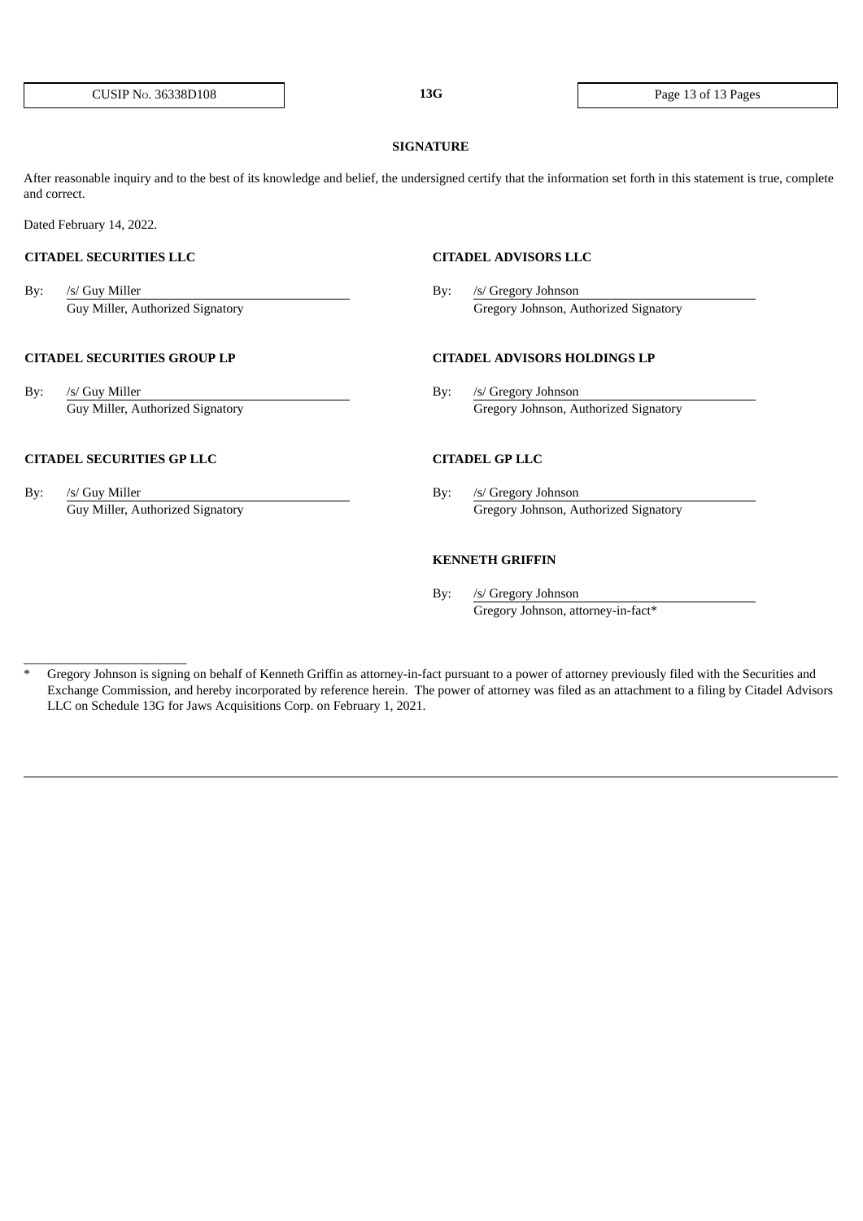## SIGNATURE

After reasonable inquiry and to the best of its knowledge and belief, the undersigned certify that the information set forth in this statement is true, complete and correct.

Dated February 14, 2022.

**CITADEL SECURITIES LLC**

By: /s/ Guy Miller
Guy Miller, Authorized Signatory

**CITADEL SECURITIES GROUP LP**

By: /s/ Guy Miller
Guy Miller, Authorized Signatory

**CITADEL SECURITIES GP LLC**

By: /s/ Guy Miller
Guy Miller, Authorized Signatory

**CITADEL ADVISORS LLC**

By: /s/ Gregory Johnson
Gregory Johnson, Authorized Signatory

**CITADEL ADVISORS HOLDINGS LP**

By: /s/ Gregory Johnson
Gregory Johnson, Authorized Signatory

**CITADEL GP LLC**

By: /s/ Gregory Johnson
Gregory Johnson, Authorized Signatory

**KENNETH GRIFFIN**

By: /s/ Gregory Johnson
Gregory Johnson, attorney-in-fact*

---

* Gregory Johnson is signing on behalf of Kenneth Griffin as attorney-in-fact pursuant to a power of attorney previously filed with the Securities and Exchange Commission, and hereby incorporated by reference herein. The power of attorney was filed as an attachment to a filing by Citadel Advisors LLC on Schedule 13G for Jaws Acquisitions Corp. on February 1, 2021.